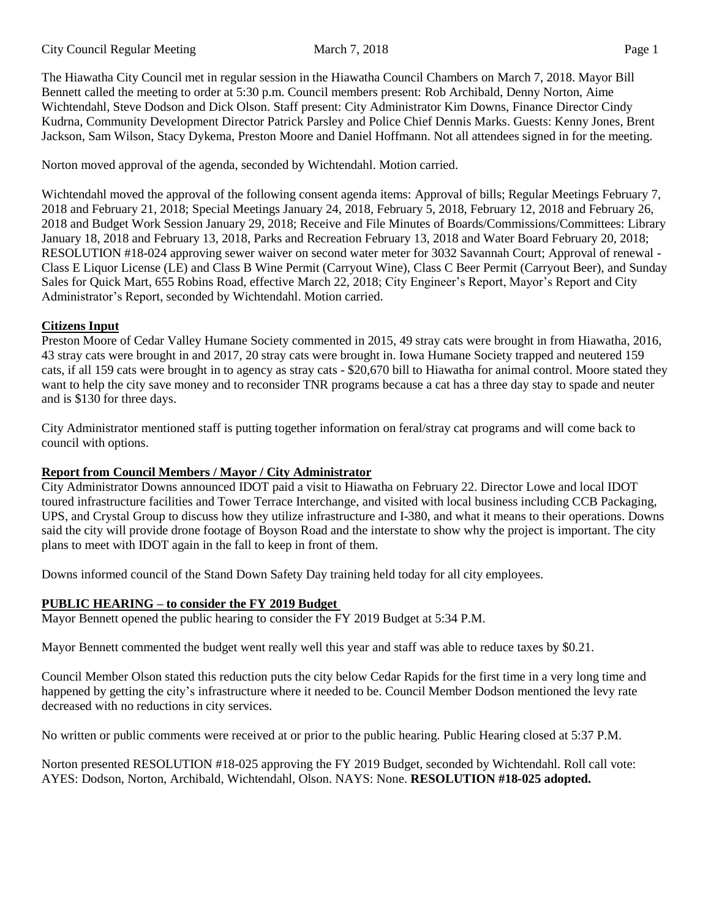The Hiawatha City Council met in regular session in the Hiawatha Council Chambers on March 7, 2018. Mayor Bill Bennett called the meeting to order at 5:30 p.m. Council members present: Rob Archibald, Denny Norton, Aime Wichtendahl, Steve Dodson and Dick Olson. Staff present: City Administrator Kim Downs, Finance Director Cindy Kudrna, Community Development Director Patrick Parsley and Police Chief Dennis Marks. Guests: Kenny Jones, Brent Jackson, Sam Wilson, Stacy Dykema, Preston Moore and Daniel Hoffmann. Not all attendees signed in for the meeting.

Norton moved approval of the agenda, seconded by Wichtendahl. Motion carried.

Wichtendahl moved the approval of the following consent agenda items: Approval of bills; Regular Meetings February 7, 2018 and February 21, 2018; Special Meetings January 24, 2018, February 5, 2018, February 12, 2018 and February 26, 2018 and Budget Work Session January 29, 2018; Receive and File Minutes of Boards/Commissions/Committees: Library January 18, 2018 and February 13, 2018, Parks and Recreation February 13, 2018 and Water Board February 20, 2018; RESOLUTION #18-024 approving sewer waiver on second water meter for 3032 Savannah Court; Approval of renewal - Class E Liquor License (LE) and Class B Wine Permit (Carryout Wine), Class C Beer Permit (Carryout Beer), and Sunday Sales for Quick Mart, 655 Robins Road, effective March 22, 2018; City Engineer's Report, Mayor's Report and City Administrator's Report, seconded by Wichtendahl. Motion carried.

**Citizens Input**

Preston Moore of Cedar Valley Humane Society commented in 2015, 49 stray cats were brought in from Hiawatha, 2016, 43 stray cats were brought in and 2017, 20 stray cats were brought in. Iowa Humane Society trapped and neutered 159 cats, if all 159 cats were brought in to agency as stray cats - $20,670 bill to Hiawatha for animal control. Moore stated they want to help the city save money and to reconsider TNR programs because a cat has a three day stay to spade and neuter and is $130 for three days.

City Administrator mentioned staff is putting together information on feral/stray cat programs and will come back to council with options.

**Report from Council Members / Mayor / City Administrator**

City Administrator Downs announced IDOT paid a visit to Hiawatha on February 22. Director Lowe and local IDOT toured infrastructure facilities and Tower Terrace Interchange, and visited with local business including CCB Packaging, UPS, and Crystal Group to discuss how they utilize infrastructure and I-380, and what it means to their operations. Downs said the city will provide drone footage of Boyson Road and the interstate to show why the project is important. The city plans to meet with IDOT again in the fall to keep in front of them.

Downs informed council of the Stand Down Safety Day training held today for all city employees.

**PUBLIC HEARING – to consider the FY 2019 Budget**

Mayor Bennett opened the public hearing to consider the FY 2019 Budget at 5:34 P.M.

Mayor Bennett commented the budget went really well this year and staff was able to reduce taxes by $0.21.

Council Member Olson stated this reduction puts the city below Cedar Rapids for the first time in a very long time and happened by getting the city's infrastructure where it needed to be. Council Member Dodson mentioned the levy rate decreased with no reductions in city services.

No written or public comments were received at or prior to the public hearing. Public Hearing closed at 5:37 P.M.

Norton presented RESOLUTION #18-025 approving the FY 2019 Budget, seconded by Wichtendahl. Roll call vote: AYES: Dodson, Norton, Archibald, Wichtendahl, Olson. NAYS: None. **RESOLUTION #18-025 adopted.**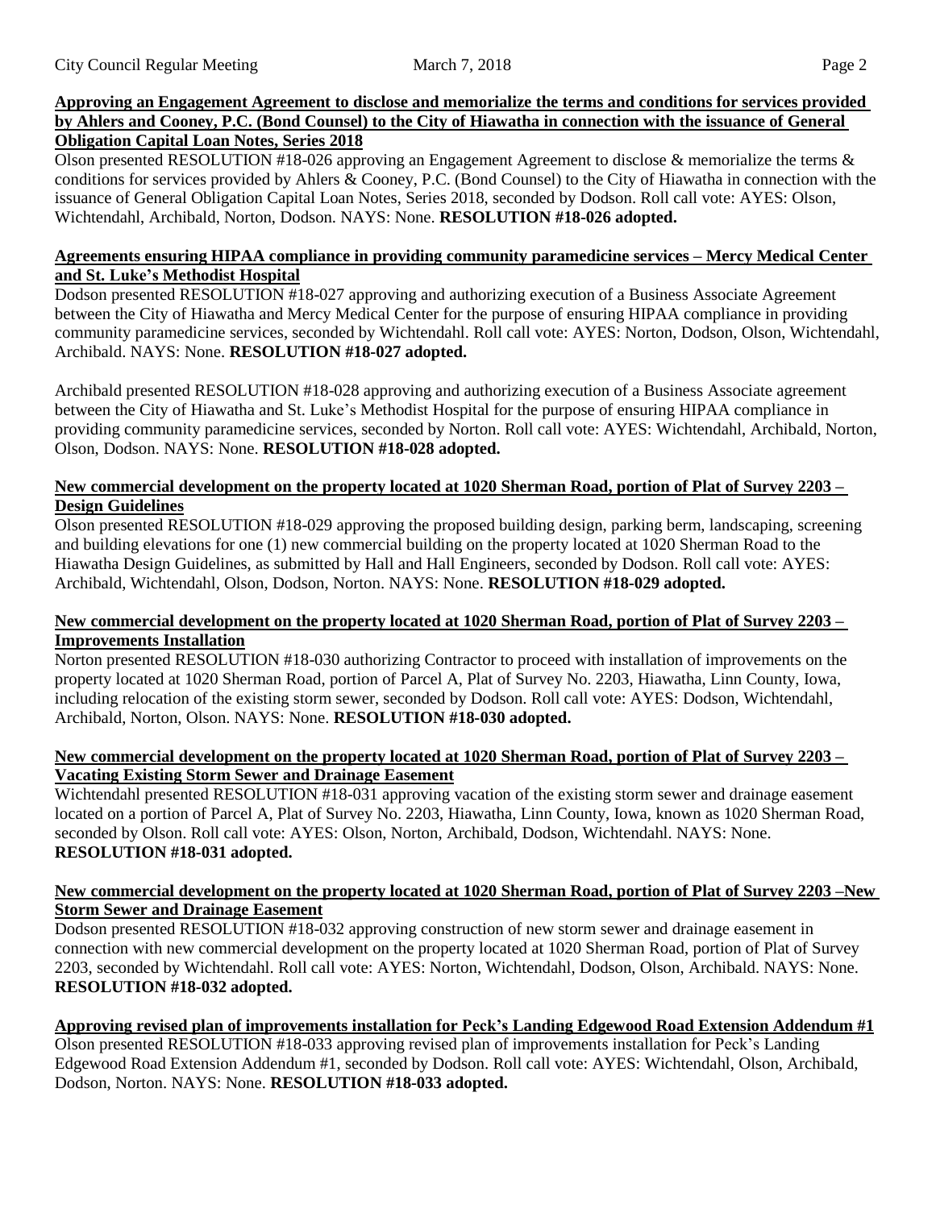**Approving an Engagement Agreement to disclose and memorialize the terms and conditions for services provided by Ahlers and Cooney, P.C. (Bond Counsel) to the City of Hiawatha in connection with the issuance of General Obligation Capital Loan Notes, Series 2018**

Olson presented RESOLUTION #18-026 approving an Engagement Agreement to disclose & memorialize the terms & conditions for services provided by Ahlers & Cooney, P.C. (Bond Counsel) to the City of Hiawatha in connection with the issuance of General Obligation Capital Loan Notes, Series 2018, seconded by Dodson. Roll call vote: AYES: Olson, Wichtendahl, Archibald, Norton, Dodson. NAYS: None. **RESOLUTION #18-026 adopted.**

**Agreements ensuring HIPAA compliance in providing community paramedicine services – Mercy Medical Center and St. Luke's Methodist Hospital**

Dodson presented RESOLUTION #18-027 approving and authorizing execution of a Business Associate Agreement between the City of Hiawatha and Mercy Medical Center for the purpose of ensuring HIPAA compliance in providing community paramedicine services, seconded by Wichtendahl. Roll call vote: AYES: Norton, Dodson, Olson, Wichtendahl, Archibald. NAYS: None. **RESOLUTION #18-027 adopted.**

Archibald presented RESOLUTION #18-028 approving and authorizing execution of a Business Associate agreement between the City of Hiawatha and St. Luke's Methodist Hospital for the purpose of ensuring HIPAA compliance in providing community paramedicine services, seconded by Norton. Roll call vote: AYES: Wichtendahl, Archibald, Norton, Olson, Dodson. NAYS: None. **RESOLUTION #18-028 adopted.**

**New commercial development on the property located at 1020 Sherman Road, portion of Plat of Survey 2203 – Design Guidelines**

Olson presented RESOLUTION #18-029 approving the proposed building design, parking berm, landscaping, screening and building elevations for one (1) new commercial building on the property located at 1020 Sherman Road to the Hiawatha Design Guidelines, as submitted by Hall and Hall Engineers, seconded by Dodson. Roll call vote: AYES: Archibald, Wichtendahl, Olson, Dodson, Norton. NAYS: None. **RESOLUTION #18-029 adopted.**

**New commercial development on the property located at 1020 Sherman Road, portion of Plat of Survey 2203 – Improvements Installation**

Norton presented RESOLUTION #18-030 authorizing Contractor to proceed with installation of improvements on the property located at 1020 Sherman Road, portion of Parcel A, Plat of Survey No. 2203, Hiawatha, Linn County, Iowa, including relocation of the existing storm sewer, seconded by Dodson. Roll call vote: AYES: Dodson, Wichtendahl, Archibald, Norton, Olson. NAYS: None. **RESOLUTION #18-030 adopted.**

**New commercial development on the property located at 1020 Sherman Road, portion of Plat of Survey 2203 – Vacating Existing Storm Sewer and Drainage Easement**

Wichtendahl presented RESOLUTION #18-031 approving vacation of the existing storm sewer and drainage easement located on a portion of Parcel A, Plat of Survey No. 2203, Hiawatha, Linn County, Iowa, known as 1020 Sherman Road, seconded by Olson. Roll call vote: AYES: Olson, Norton, Archibald, Dodson, Wichtendahl. NAYS: None. **RESOLUTION #18-031 adopted.**

**New commercial development on the property located at 1020 Sherman Road, portion of Plat of Survey 2203 –New Storm Sewer and Drainage Easement**

Dodson presented RESOLUTION #18-032 approving construction of new storm sewer and drainage easement in connection with new commercial development on the property located at 1020 Sherman Road, portion of Plat of Survey 2203, seconded by Wichtendahl. Roll call vote: AYES: Norton, Wichtendahl, Dodson, Olson, Archibald. NAYS: None. **RESOLUTION #18-032 adopted.**

**Approving revised plan of improvements installation for Peck's Landing Edgewood Road Extension Addendum #1**

Olson presented RESOLUTION #18-033 approving revised plan of improvements installation for Peck's Landing Edgewood Road Extension Addendum #1, seconded by Dodson. Roll call vote: AYES: Wichtendahl, Olson, Archibald, Dodson, Norton. NAYS: None. **RESOLUTION #18-033 adopted.**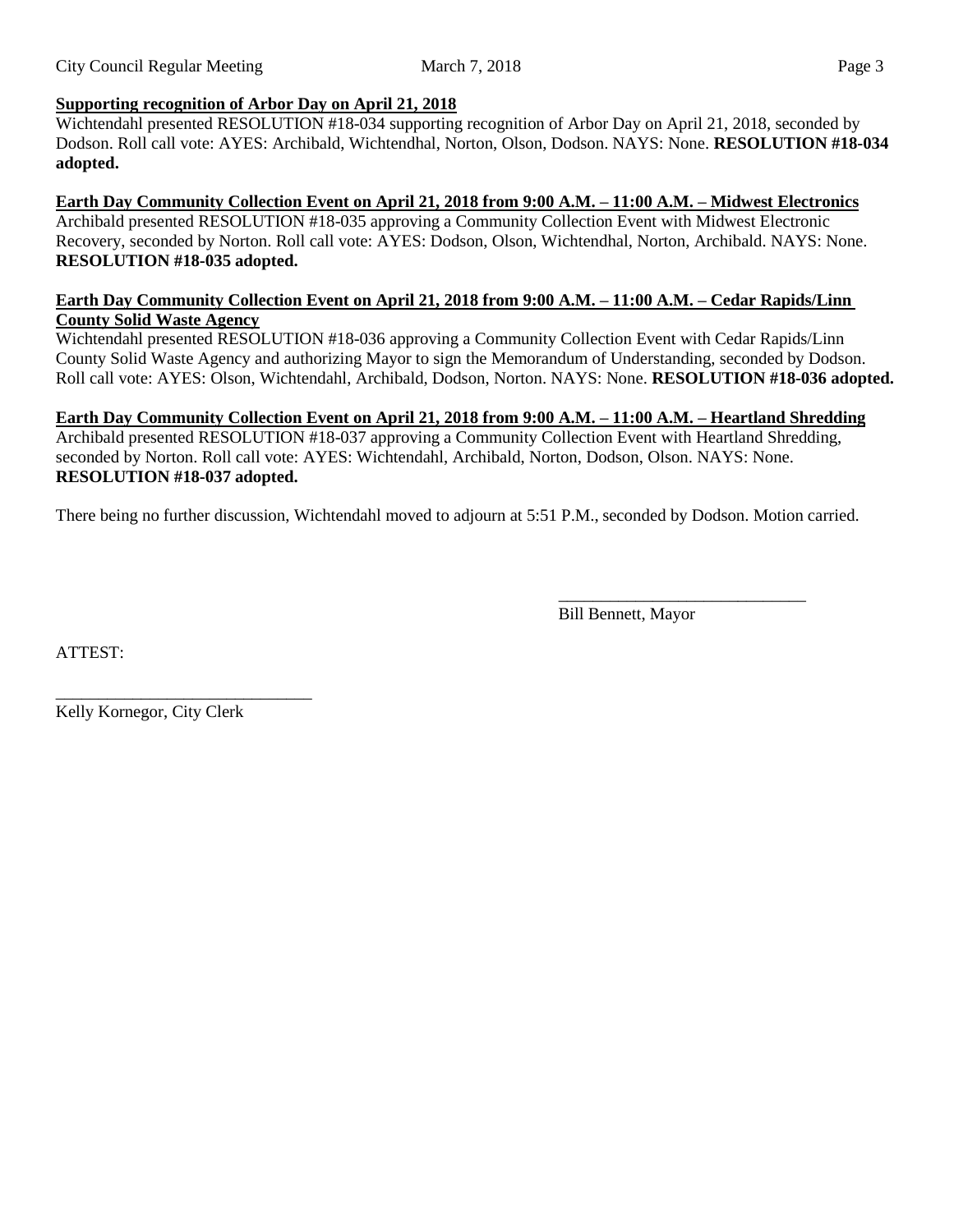**<u>Supporting recognition of Arbor Day on April 21, 2018</u>**

Wichtendahl presented RESOLUTION #18-034 supporting recognition of Arbor Day on April 21, 2018, seconded by Dodson. Roll call vote: AYES: Archibald, Wichtendhal, Norton, Olson, Dodson. NAYS: None. **RESOLUTION #18-034 adopted.**

**<u>Earth Day Community Collection Event on April 21, 2018 from 9:00 A.M. – 11:00 A.M. – Midwest Electronics</u>**

Archibald presented RESOLUTION #18-035 approving a Community Collection Event with Midwest Electronic Recovery, seconded by Norton. Roll call vote: AYES: Dodson, Olson, Wichtendhal, Norton, Archibald. NAYS: None. **RESOLUTION #18-035 adopted.**

**<u>Earth Day Community Collection Event on April 21, 2018 from 9:00 A.M. – 11:00 A.M. – Cedar Rapids/Linn County Solid Waste Agency</u>**

Wichtendahl presented RESOLUTION #18-036 approving a Community Collection Event with Cedar Rapids/Linn County Solid Waste Agency and authorizing Mayor to sign the Memorandum of Understanding, seconded by Dodson. Roll call vote: AYES: Olson, Wichtendahl, Archibald, Dodson, Norton. NAYS: None. **RESOLUTION #18-036 adopted.**

**<u>Earth Day Community Collection Event on April 21, 2018 from 9:00 A.M. – 11:00 A.M. – Heartland Shredding</u>**

Archibald presented RESOLUTION #18-037 approving a Community Collection Event with Heartland Shredding, seconded by Norton. Roll call vote: AYES: Wichtendahl, Archibald, Norton, Dodson, Olson. NAYS: None. **RESOLUTION #18-037 adopted.**

There being no further discussion, Wichtendahl moved to adjourn at 5:51 P.M., seconded by Dodson. Motion carried.

\_\_\_\_\_\_\_\_\_\_\_\_\_\_\_\_\_\_\_\_\_\_\_\_\_\_\_\_\_\_
Bill Bennett, Mayor

ATTEST:

\_\_\_\_\_\_\_\_\_\_\_\_\_\_\_\_\_\_\_\_\_\_\_\_\_\_\_\_\_\_
Kelly Kornegor, City Clerk